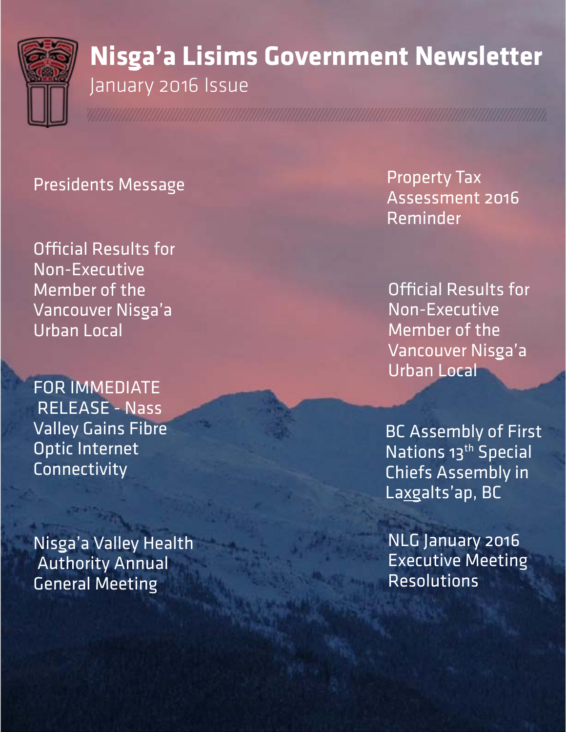# Nisga'a Lisims Government Newsletter

January 2016 Issue

Presidents Message

Official Results for Non-Executive Member of the Vancouver Nisga'a Urban Local

FOR IMMEDIATE RELEASE - Nass Valley Gains Fibre Optic Internet Connectivity

Nisga'a Valley Health Authority Annual General Meeting

Property Tax Assessment 2016 Reminder

Official Results for Non-Executive Member of the Vancouver Nisga'a Urban Local

BC Assembly of First Nations 13th Special Chiefs Assembly in Laxgalts'ap, BC

NLG January 2016 Executive Meeting Resolutions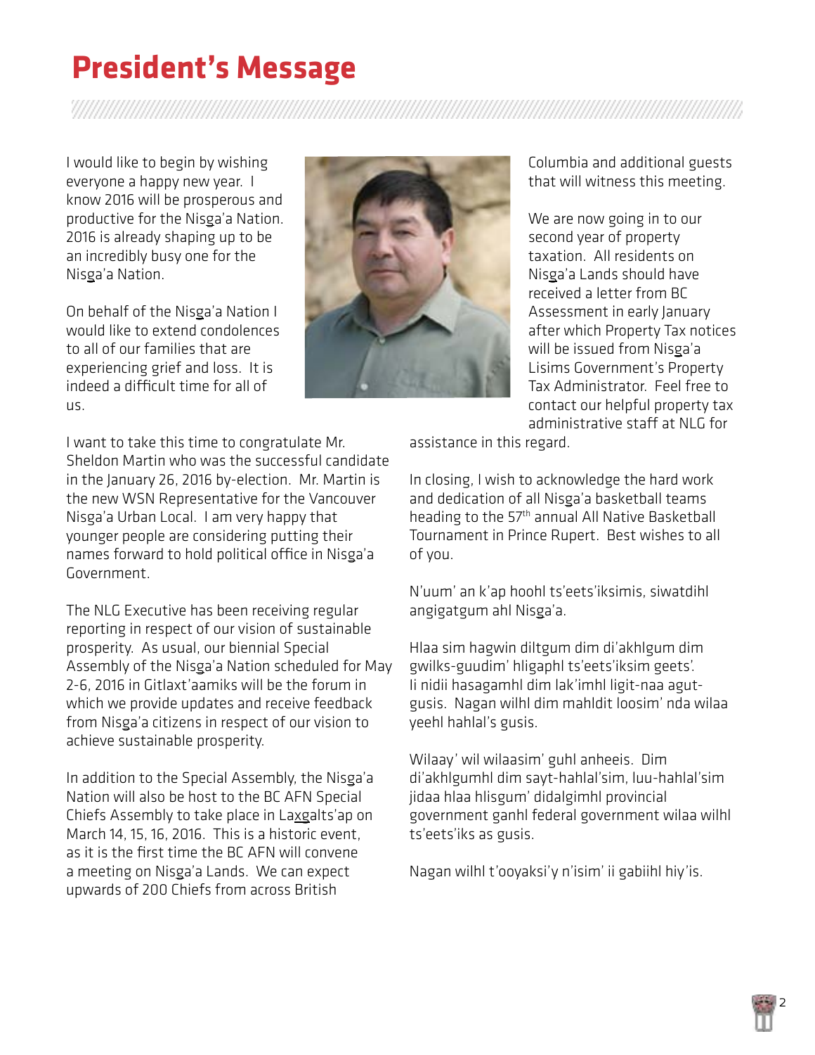# President's Message

I would like to begin by wishing everyone a happy new year. I know 2016 will be prosperous and productive for the Nisga'a Nation. 2016 is already shaping up to be an incredibly busy one for the Nisga'a Nation.

On behalf of the Nisga'a Nation I would like to extend condolences to all of our families that are experiencing grief and loss. It is indeed a difficult time for all of us.

I want to take this time to congratulate Mr. Sheldon Martin who was the successful candidate in the January 26, 2016 by-election. Mr. Martin is the new WSN Representative for the Vancouver Nisga'a Urban Local. I am very happy that younger people are considering putting their names forward to hold political office in Nisga'a Government.

The NLG Executive has been receiving regular reporting in respect of our vision of sustainable prosperity. As usual, our biennial Special Assembly of the Nisga'a Nation scheduled for May 2-6, 2016 in Gitlaxt'aamiks will be the forum in which we provide updates and receive feedback from Nisga'a citizens in respect of our vision to achieve sustainable prosperity.

In addition to the Special Assembly, the Nisga'a Nation will also be host to the BC AFN Special Chiefs Assembly to take place in Laxgalts'ap on March 14, 15, 16, 2016. This is a historic event, as it is the first time the BC AFN will convene a meeting on Nisga'a Lands. We can expect upwards of 200 Chiefs from across British Columbia and additional guests that will witness this meeting.

We are now going in to our second year of property taxation. All residents on Nisga'a Lands should have received a letter from BC Assessment in early January after which Property Tax notices will be issued from Nisga'a Lisims Government's Property Tax Administrator. Feel free to contact our helpful property tax administrative staff at NLG for assistance in this regard.

In closing, I wish to acknowledge the hard work and dedication of all Nisga'a basketball teams heading to the 57th annual All Native Basketball Tournament in Prince Rupert. Best wishes to all of you.

N'uum' an k'ap hoohl ts'eets'iksimis, siwatdihl angigatgum ahl Nisga'a.

Hlaa sim hagwin diltgum dim di'akhlgum dim gwilks-guudim' hligaphl ts'eets'iksim geets'. Ii nidii hasagamhl dim lak'imhl ligit-naa agut-gusis. Nagan wilhl dim mahldit loosim' nda wilaa yeehl hahlal's gusis.

Wilaay' wil wilaasim' guhl anheeis. Dim di'akhlgumhl dim sayt-hahlal'sim, luu-hahlal'sim jidaa hlaa hlisgum' didalgimhl provincial government ganhl federal government wilaa wilhl ts'eets'iks as gusis.

Nagan wilhl t'ooyaksi'y n'isim' ii gabiihl hiy'is.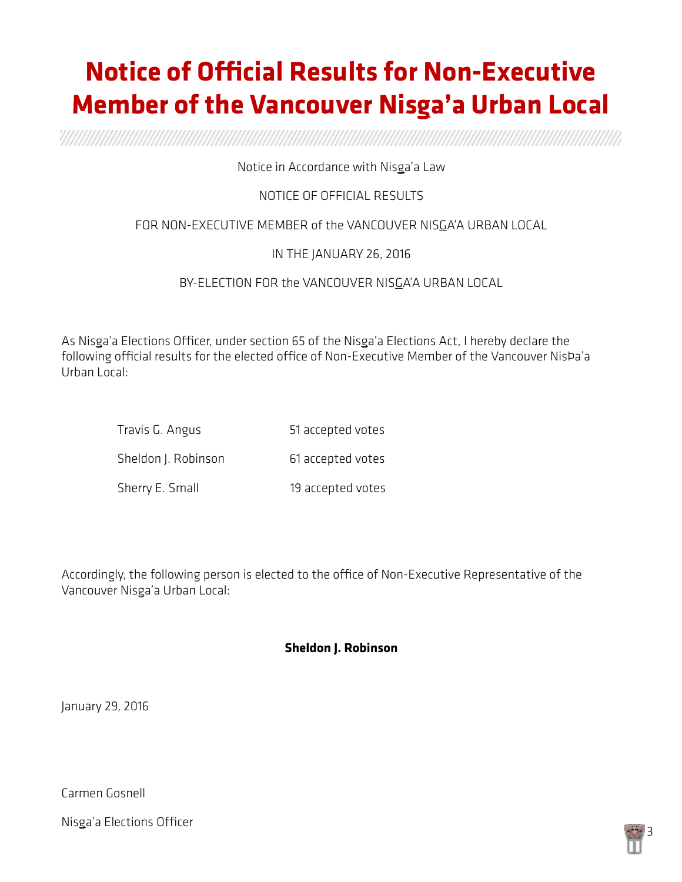# Notice of Official Results for Non-Executive Member of the Vancouver Nisga'a Urban Local

Notice in Accordance with Nisg̲a'a Law

NOTICE OF OFFICIAL RESULTS

FOR NON-EXECUTIVE MEMBER of the VANCOUVER NISG̲A'A URBAN LOCAL

IN THE JANUARY 26, 2016

BY-ELECTION FOR the VANCOUVER NISG̲A'A URBAN LOCAL

As Nisg̲a'a Elections Officer, under section 65 of the Nisg̲a'a Elections Act, I hereby declare the following official results for the elected office of Non-Executive Member of the Vancouver NisÞa'a Urban Local:

| | |
|---|---|
| Travis G. Angus | 51 accepted votes |
| Sheldon J. Robinson | 61 accepted votes |
| Sherry E. Small | 19 accepted votes |

Accordingly, the following person is elected to the office of Non-Executive Representative of the Vancouver Nisg̲a'a Urban Local:

**Sheldon J. Robinson**

January 29, 2016

Carmen Gosnell

Nisg̲a'a Elections Officer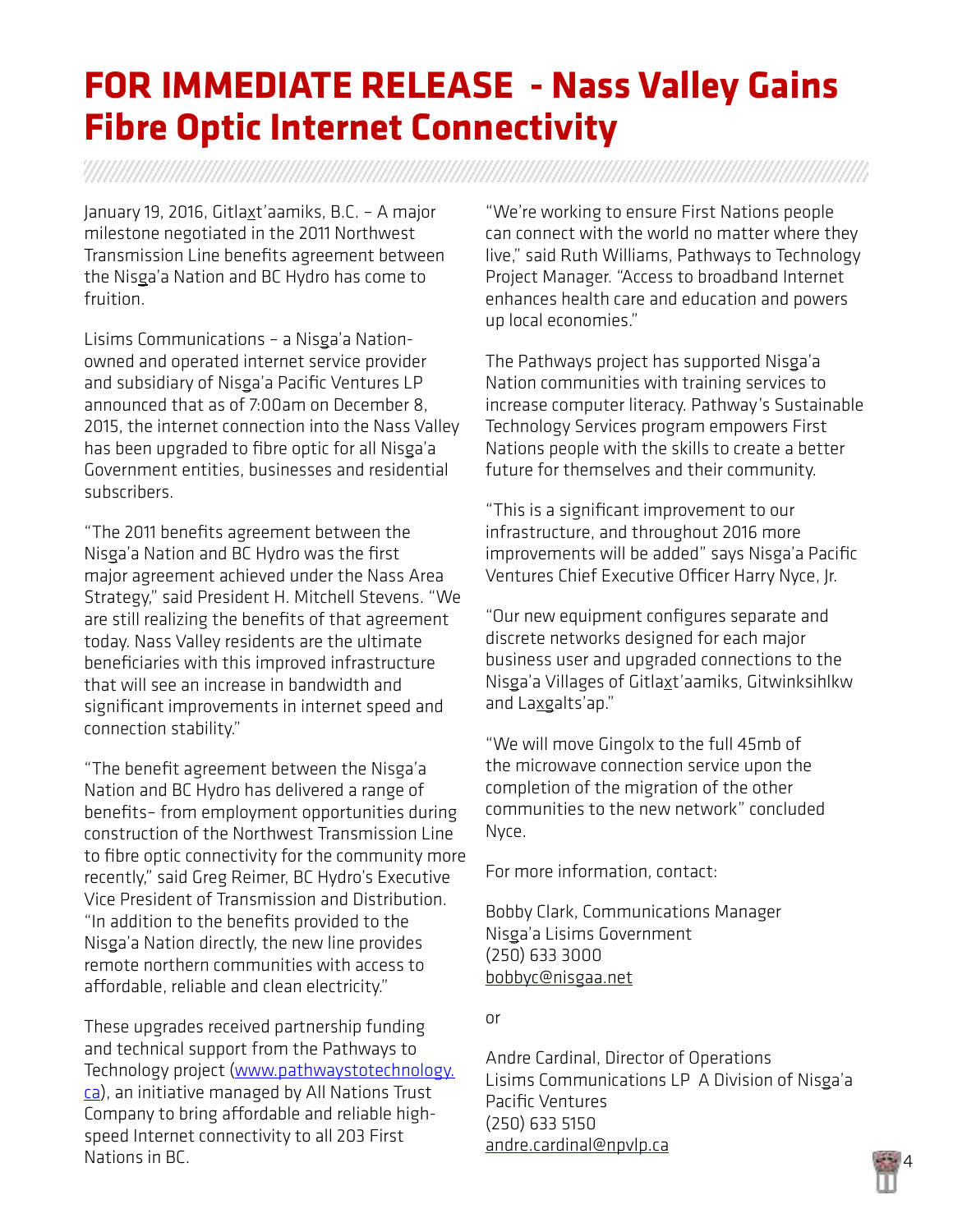# FOR IMMEDIATE RELEASE - Nass Valley Gains Fibre Optic Internet Connectivity

January 19, 2016, Gitla<u>x</u>t'aamiks, B.C. – A major milestone negotiated in the 2011 Northwest Transmission Line benefits agreement between the Nis<u>g</u>a'a Nation and BC Hydro has come to fruition.

Lisims Communications – a Nis<u>g</u>a'a Nation-owned and operated internet service provider and subsidiary of Nis<u>g</u>a'a Pacific Ventures LP announced that as of 7:00am on December 8, 2015, the internet connection into the Nass Valley has been upgraded to fibre optic for all Nis<u>g</u>a'a Government entities, businesses and residential subscribers.

"The 2011 benefits agreement between the Nis<u>g</u>a'a Nation and BC Hydro was the first major agreement achieved under the Nass Area Strategy," said President H. Mitchell Stevens. "We are still realizing the benefits of that agreement today. Nass Valley residents are the ultimate beneficiaries with this improved infrastructure that will see an increase in bandwidth and significant improvements in internet speed and connection stability."

"The benefit agreement between the Nis<u>g</u>a'a Nation and BC Hydro has delivered a range of benefits– from employment opportunities during construction of the Northwest Transmission Line to fibre optic connectivity for the community more recently," said Greg Reimer, BC Hydro's Executive Vice President of Transmission and Distribution. "In addition to the benefits provided to the Nis<u>g</u>a'a Nation directly, the new line provides remote northern communities with access to affordable, reliable and clean electricity."

These upgrades received partnership funding and technical support from the Pathways to Technology project ([www.pathwaystotechnology.ca](http://www.pathwaystotechnology.ca)), an initiative managed by All Nations Trust Company to bring affordable and reliable high-speed Internet connectivity to all 203 First Nations in BC.

"We're working to ensure First Nations people can connect with the world no matter where they live," said Ruth Williams, Pathways to Technology Project Manager. "Access to broadband Internet enhances health care and education and powers up local economies."

The Pathways project has supported Nis<u>g</u>a'a Nation communities with training services to increase computer literacy. Pathway's Sustainable Technology Services program empowers First Nations people with the skills to create a better future for themselves and their community.

"This is a significant improvement to our infrastructure, and throughout 2016 more improvements will be added" says Nis<u>g</u>a'a Pacific Ventures Chief Executive Officer Harry Nyce, Jr.

"Our new equipment configures separate and discrete networks designed for each major business user and upgraded connections to the Nis<u>g</u>a'a Villages of Gitla<u>x</u>t'aamiks, Gitwinksihlkw and La<u>x</u>galts'ap."

"We will move Gingolx to the full 45mb of the microwave connection service upon the completion of the migration of the other communities to the new network" concluded Nyce.

For more information, contact:

Bobby Clark, Communications Manager
Nis<u>g</u>a'a Lisims Government
(250) 633 3000
[bobbyc@nisgaa.net](mailto:bobbyc@nisgaa.net)

or

Andre Cardinal, Director of Operations
Lisims Communications LP A Division of Nis<u>g</u>a'a Pacific Ventures
(250) 633 5150
[andre.cardinal@npvlp.ca](mailto:andre.cardinal@npvlp.ca)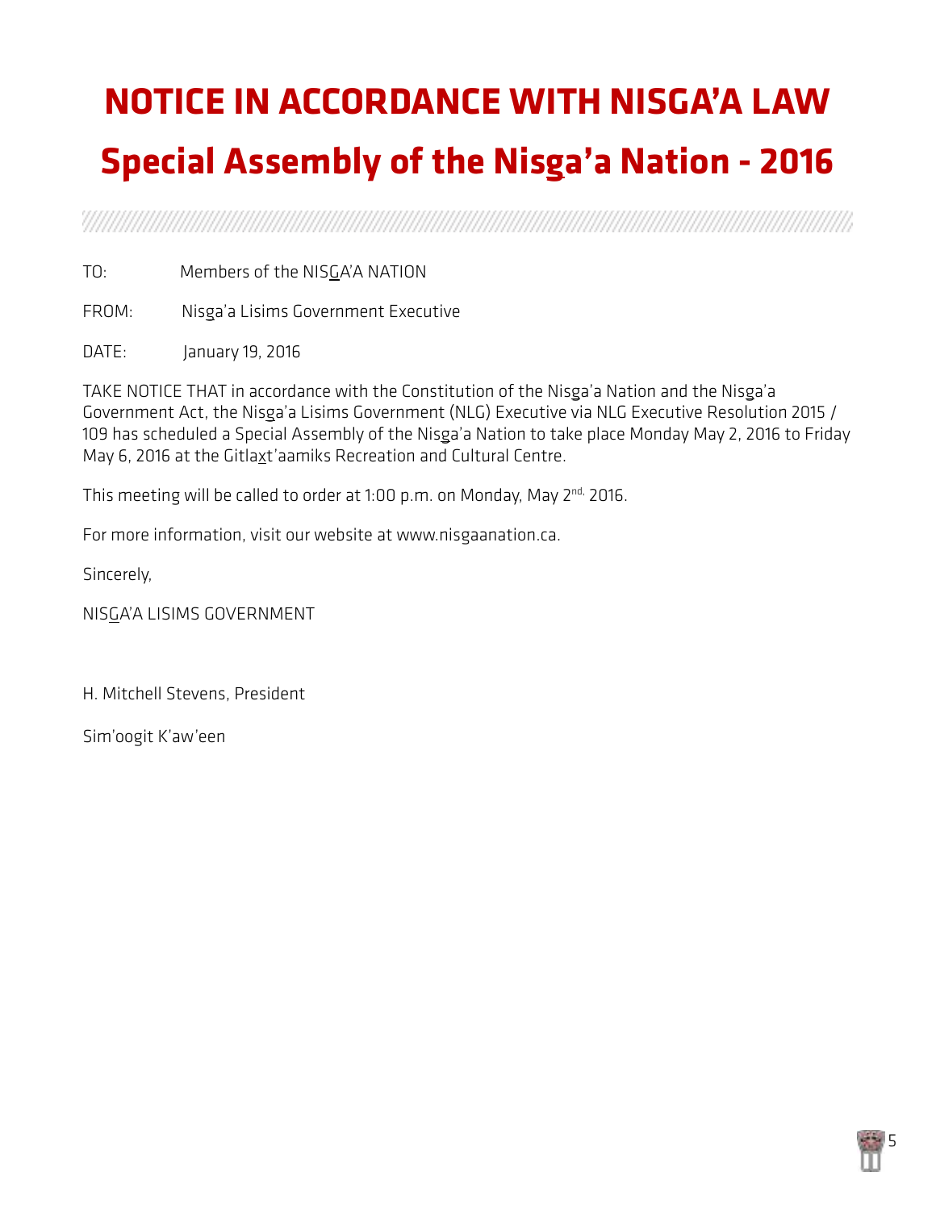# NOTICE IN ACCORDANCE WITH NISGA'A LAW

# Special Assembly of the Nisg̱a'a Nation - 2016

TO: Members of the NISG̱A'A NATION

FROM: Nisg̱a'a Lisims Government Executive

DATE: January 19, 2016

TAKE NOTICE THAT in accordance with the Constitution of the Nisg̱a'a Nation and the Nisg̱a'a Government Act, the Nisg̱a'a Lisims Government (NLG) Executive via NLG Executive Resolution 2015 / 109 has scheduled a Special Assembly of the Nisg̱a'a Nation to take place Monday May 2, 2016 to Friday May 6, 2016 at the Gitlax̱t'aamiks Recreation and Cultural Centre.

This meeting will be called to order at 1:00 p.m. on Monday, May 2nd. 2016.

For more information, visit our website at www.nisgaanation.ca.

Sincerely,

NISG̱A'A LISIMS GOVERNMENT

H. Mitchell Stevens, President

Sim'oogit K'aw'een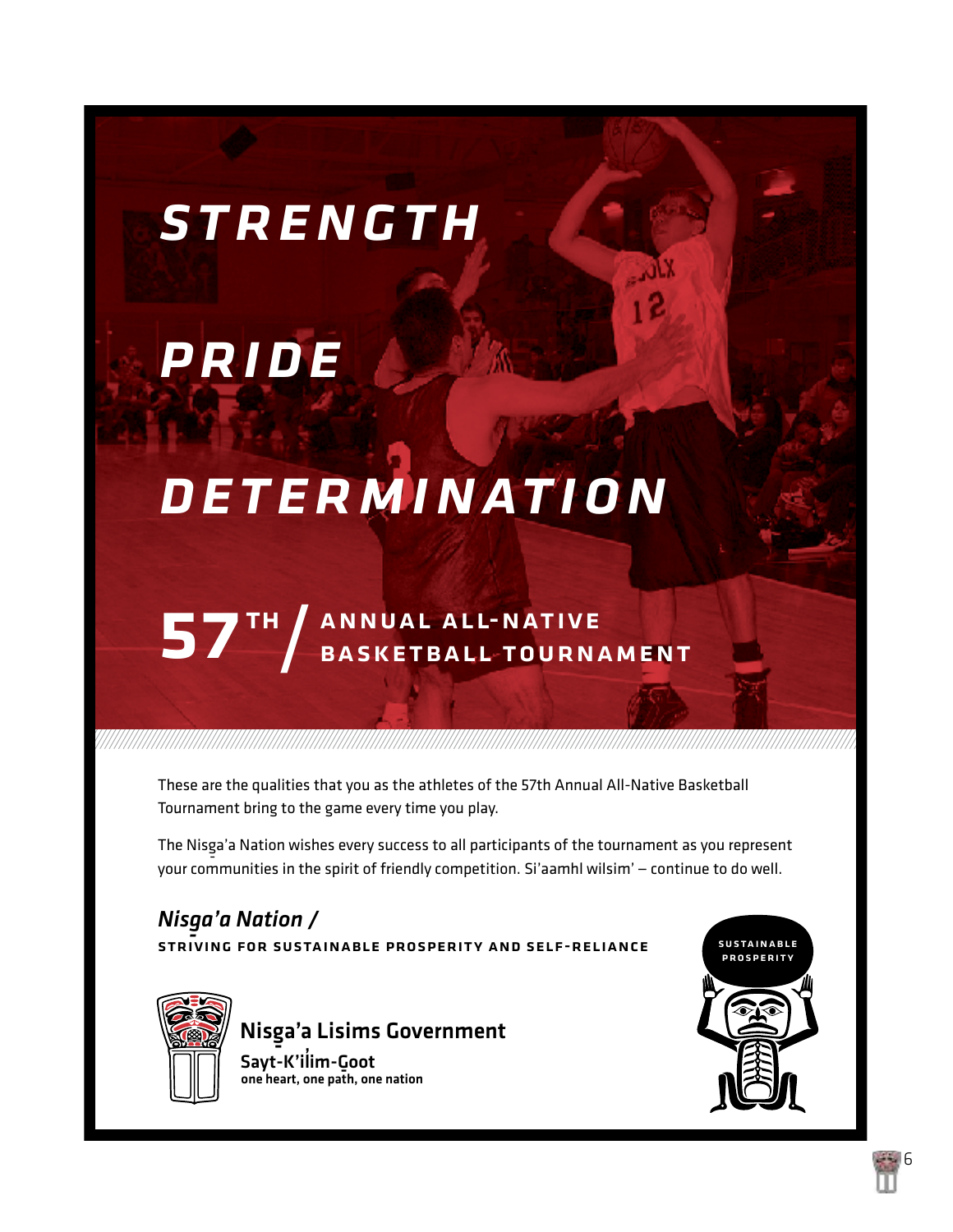# STRENGTH

# PRIDE

# DETERMINATION

## 57TH / ANNUAL ALL-NATIVE BASKETBALL TOURNAMENT

These are the qualities that you as the athletes of the 57th Annual All-Native Basketball Tournament bring to the game every time you play.

The Nisg̱a'a Nation wishes every success to all participants of the tournament as you represent your communities in the spirit of friendly competition. Si'aamhl wilsim' – continue to do well.

*Nisg̱a'a Nation /*

**STRIVING FOR SUSTAINABLE PROSPERITY AND SELF-RELIANCE**

**Nisg̱a'a Lisims Government**

**Sayt-K'il̓im-G̱oot**

**one heart, one path, one nation**

SUSTAINABLE PROSPERITY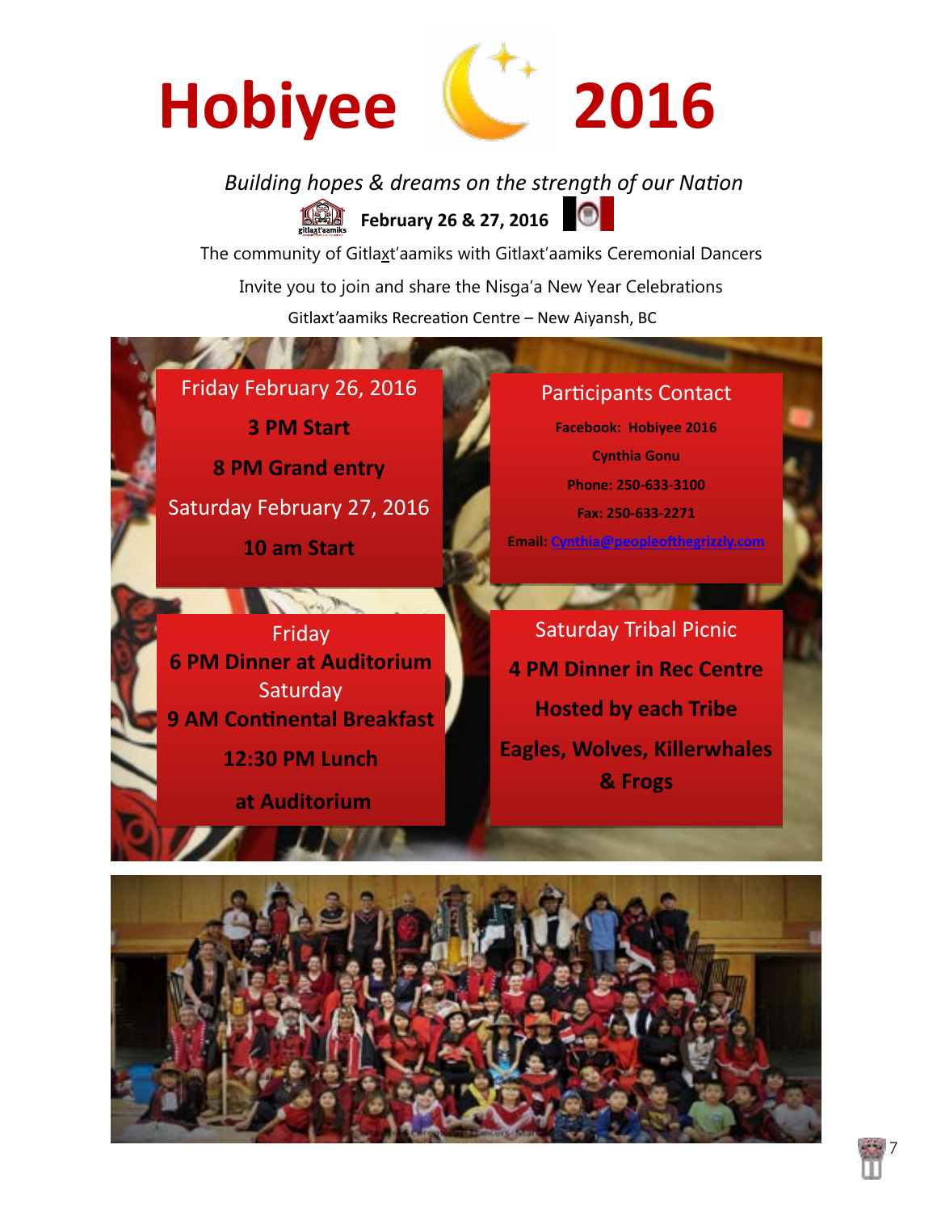# Hobiyee 2016

*Building hopes & dreams on the strength of our Nation*

**February 26 & 27, 2016**

The community of Gitlaxt'aamiks with Gitlaxt'aamiks Ceremonial Dancers

Invite you to join and share the Nisga'a New Year Celebrations

Gitlaxt'aamiks Recreation Centre – New Aiyansh, BC

Friday February 26, 2016

**3 PM Start**

**8 PM Grand entry**

Saturday February 27, 2016

**10 am Start**

Participants Contact

**Facebook: Hobiyee 2016**

**Cynthia Gonu**

**Phone: 250-633-3100**

**Fax: 250-633-2271**

**Email: Cynthia@peopleofthegrizzly.com**

Friday

**6 PM Dinner at Auditorium**

Saturday

**9 AM Continental Breakfast**

**12:30 PM Lunch**

**at Auditorium**

Saturday Tribal Picnic

**4 PM Dinner in Rec Centre**

**Hosted by each Tribe**

**Eagles, Wolves, Killerwhales & Frogs**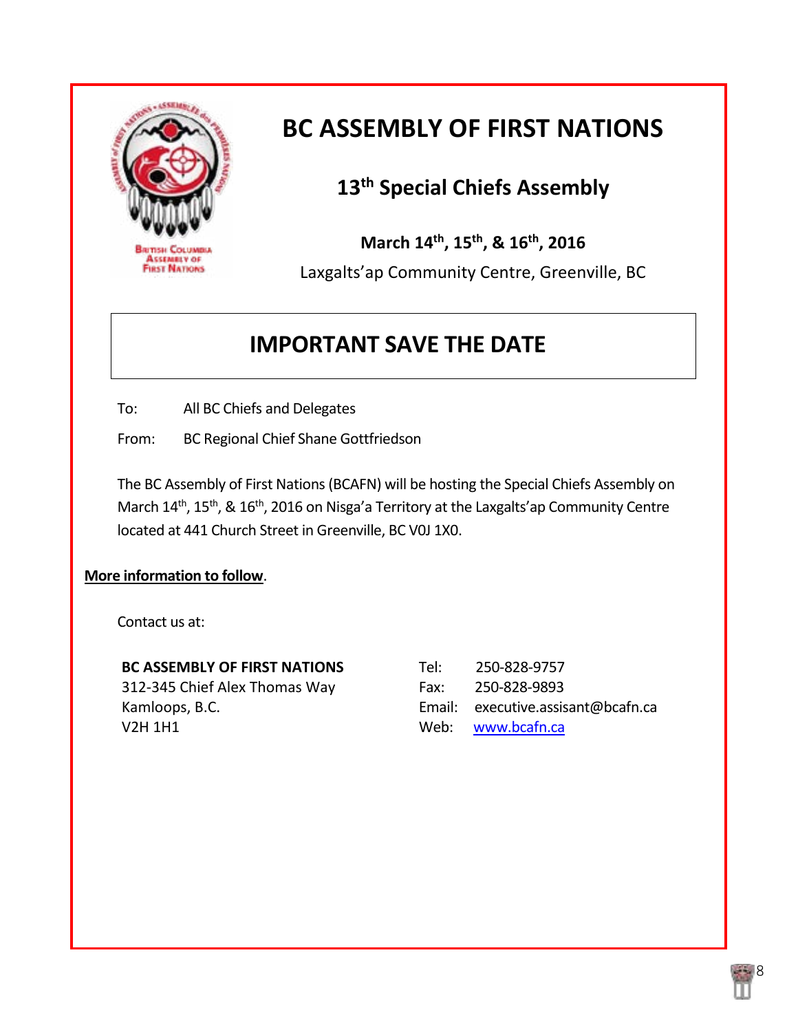# BC ASSEMBLY OF FIRST NATIONS

## 13th Special Chiefs Assembly

**March 14th, 15th, & 16th, 2016**

Laxgalts'ap Community Centre, Greenville, BC

## IMPORTANT SAVE THE DATE

To: All BC Chiefs and Delegates

From: BC Regional Chief Shane Gottfriedson

The BC Assembly of First Nations (BCAFN) will be hosting the Special Chiefs Assembly on March 14th, 15th, & 16th, 2016 on Nisga'a Territory at the Laxgalts'ap Community Centre located at 441 Church Street in Greenville, BC V0J 1X0.

**More information to follow**.

Contact us at:

**BC ASSEMBLY OF FIRST NATIONS**
312-345 Chief Alex Thomas Way
Kamloops, B.C.
V2H 1H1

Tel: 250-828-9757
Fax: 250-828-9893
Email: executive.assisant@bcafn.ca
Web: www.bcafn.ca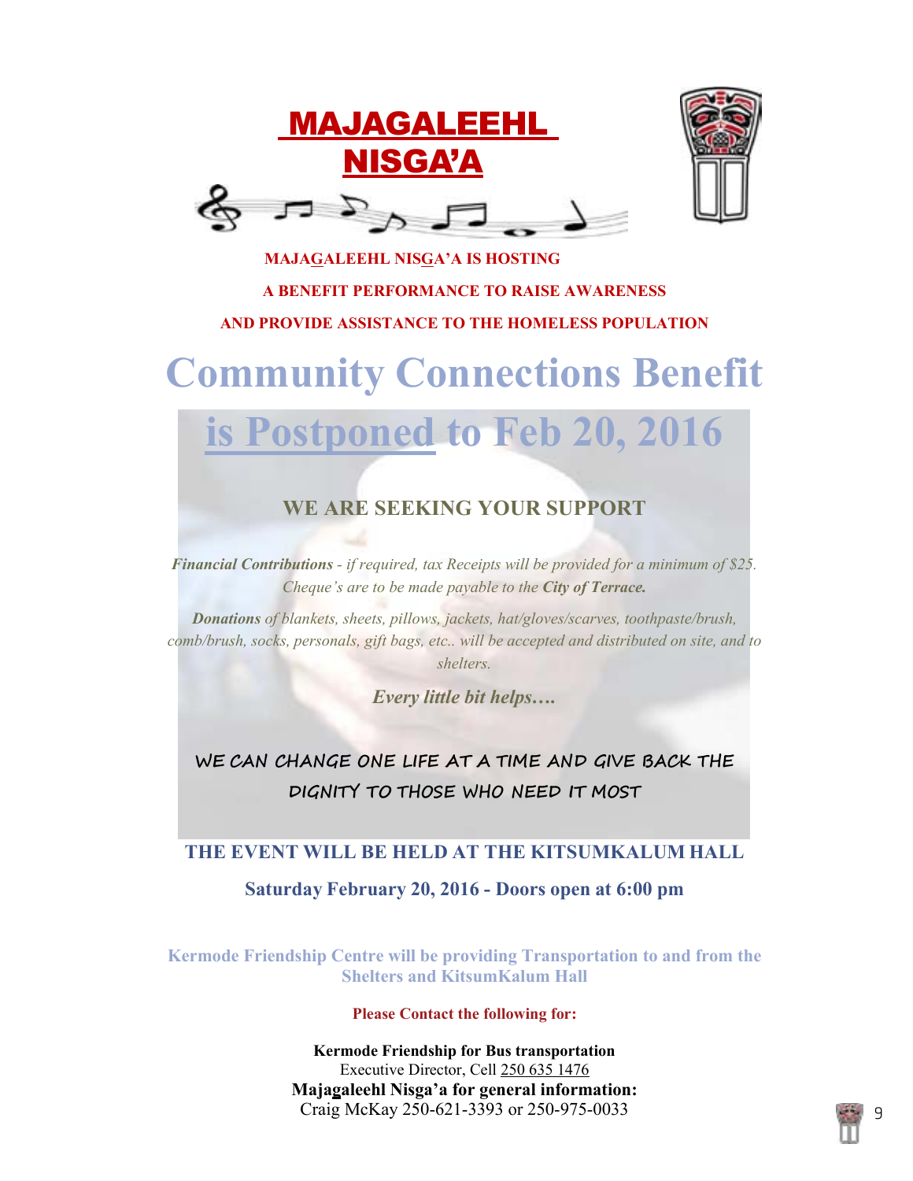# MAJAGALEEHL NISGA'A

**MAJAGALEEHL NISGA'A IS HOSTING**

**A BENEFIT PERFORMANCE TO RAISE AWARENESS**

**AND PROVIDE ASSISTANCE TO THE HOMELESS POPULATION**

# Community Connections Benefit

# is Postponed to Feb 20, 2016

## WE ARE SEEKING YOUR SUPPORT

***Financial Contributions*** *- if required, tax Receipts will be provided for a minimum of $25. Cheque's are to be made payable to the* ***City of Terrace.***

***Donations*** *of blankets, sheets, pillows, jackets, hat/gloves/scarves, toothpaste/brush, comb/brush, socks, personals, gift bags, etc.. will be accepted and distributed on site, and to shelters.*

***Every little bit helps….***

**WE CAN CHANGE ONE LIFE AT A TIME AND GIVE BACK THE DIGNITY TO THOSE WHO NEED IT MOST**

**THE EVENT WILL BE HELD AT THE KITSUMKALUM HALL**

**Saturday February 20, 2016 - Doors open at 6:00 pm**

**Kermode Friendship Centre will be providing Transportation to and from the Shelters and KitsumKalum Hall**

**Please Contact the following for:**

**Kermode Friendship for Bus transportation**
Executive Director, Cell 250 635 1476
**Majagaleehl Nisga'a for general information:**
Craig McKay 250-621-3393 or 250-975-0033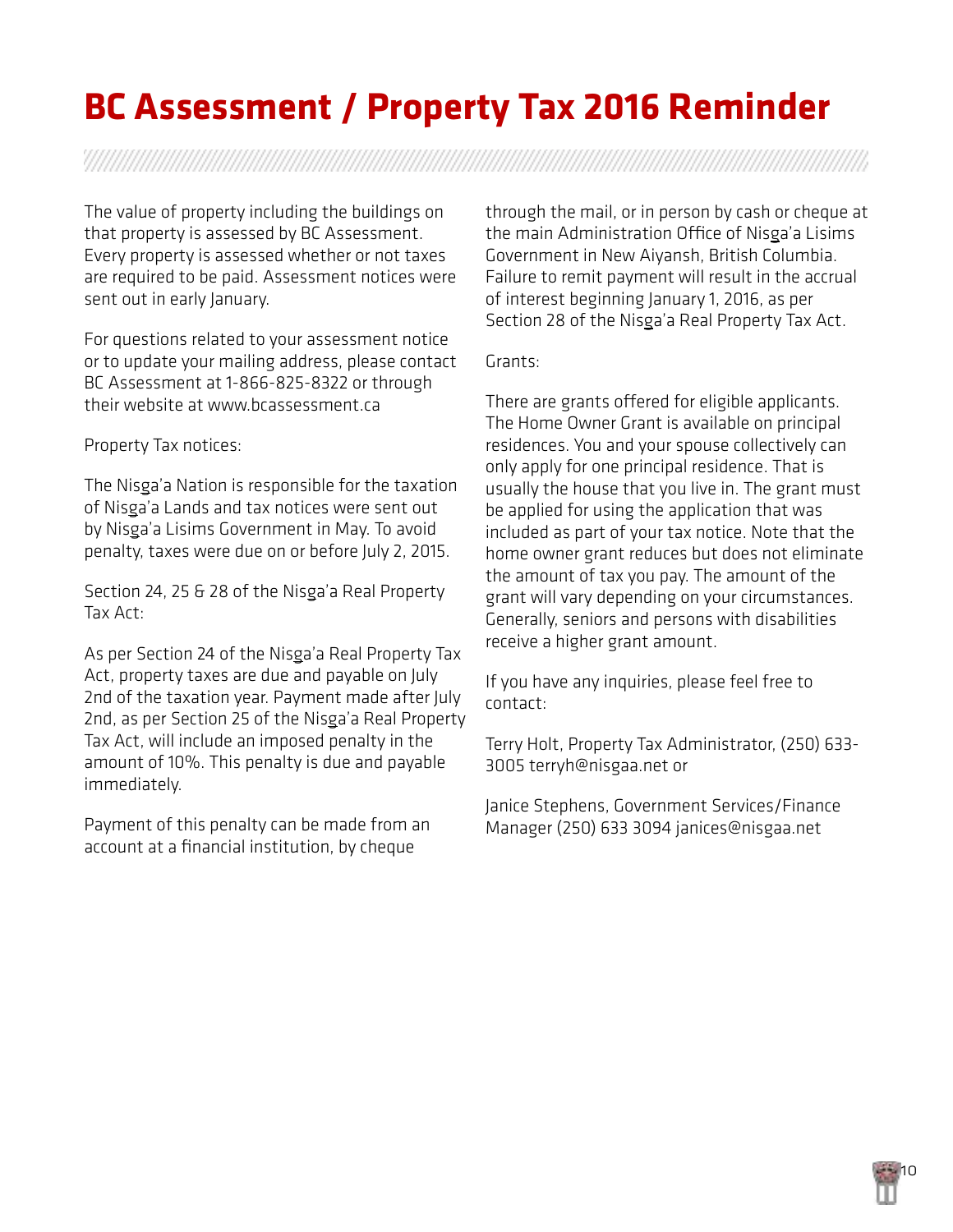# BC Assessment / Property Tax 2016 Reminder

The value of property including the buildings on that property is assessed by BC Assessment. Every property is assessed whether or not taxes are required to be paid. Assessment notices were sent out in early January.

For questions related to your assessment notice or to update your mailing address, please contact BC Assessment at 1-866-825-8322 or through their website at www.bcassessment.ca

Property Tax notices:

The Nisg̱a'a Nation is responsible for the taxation of Nisg̱a'a Lands and tax notices were sent out by Nisg̱a'a Lisims Government in May. To avoid penalty, taxes were due on or before July 2, 2015.

Section 24, 25 & 28 of the Nisg̱a'a Real Property Tax Act:

As per Section 24 of the Nisg̱a'a Real Property Tax Act, property taxes are due and payable on July 2nd of the taxation year. Payment made after July 2nd, as per Section 25 of the Nisg̱a'a Real Property Tax Act, will include an imposed penalty in the amount of 10%. This penalty is due and payable immediately.

Payment of this penalty can be made from an account at a financial institution, by cheque through the mail, or in person by cash or cheque at the main Administration Office of Nisg̱a'a Lisims Government in New Aiyansh, British Columbia. Failure to remit payment will result in the accrual of interest beginning January 1, 2016, as per Section 28 of the Nisg̱a'a Real Property Tax Act.

Grants:

There are grants offered for eligible applicants. The Home Owner Grant is available on principal residences. You and your spouse collectively can only apply for one principal residence. That is usually the house that you live in. The grant must be applied for using the application that was included as part of your tax notice. Note that the home owner grant reduces but does not eliminate the amount of tax you pay. The amount of the grant will vary depending on your circumstances. Generally, seniors and persons with disabilities receive a higher grant amount.

If you have any inquiries, please feel free to contact:

Terry Holt, Property Tax Administrator, (250) 633-3005 terryh@nisgaa.net or

Janice Stephens, Government Services/Finance Manager (250) 633 3094 janices@nisgaa.net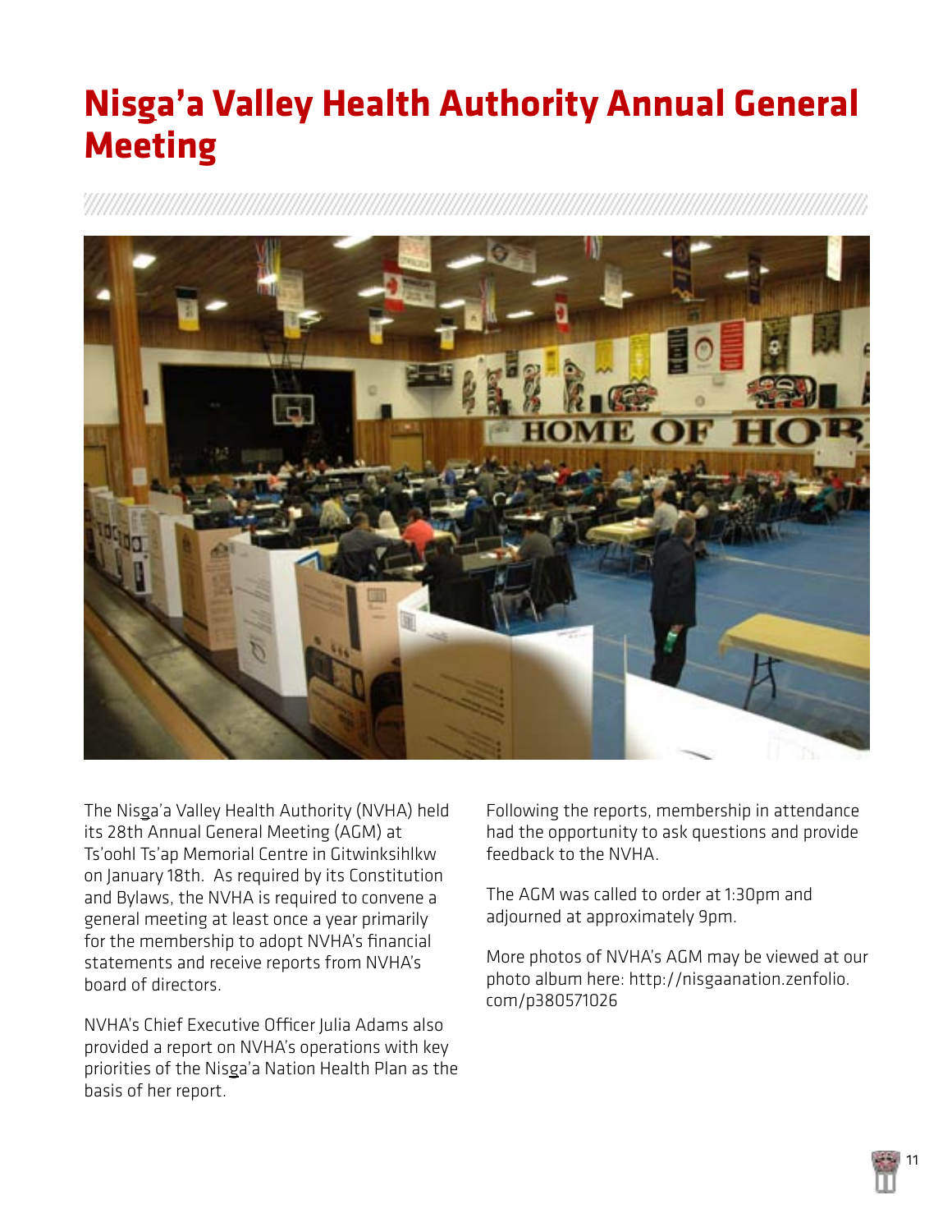# Nisga'a Valley Health Authority Annual General Meeting

The Nisga'a Valley Health Authority (NVHA) held its 28th Annual General Meeting (AGM) at Ts'oohl Ts'ap Memorial Centre in Gitwinksihlkw on January 18th. As required by its Constitution and Bylaws, the NVHA is required to convene a general meeting at least once a year primarily for the membership to adopt NVHA's financial statements and receive reports from NVHA's board of directors.

NVHA's Chief Executive Officer Julia Adams also provided a report on NVHA's operations with key priorities of the Nisga'a Nation Health Plan as the basis of her report.

Following the reports, membership in attendance had the opportunity to ask questions and provide feedback to the NVHA.

The AGM was called to order at 1:30pm and adjourned at approximately 9pm.

More photos of NVHA's AGM may be viewed at our photo album here: http://nisgaanation.zenfolio.com/p380571026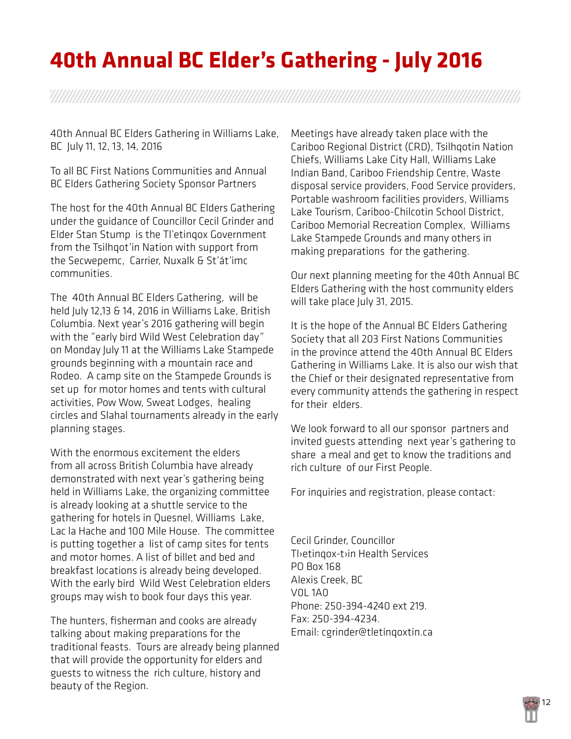# 40th Annual BC Elder's Gathering - July 2016

40th Annual BC Elders Gathering in Williams Lake, BC July 11, 12, 13, 14, 2016

To all BC First Nations Communities and Annual BC Elders Gathering Society Sponsor Partners

The host for the 40th Annual BC Elders Gathering under the guidance of Councillor Cecil Grinder and Elder Stan Stump is the Tl'etinqox Government from the Tsilhqot'in Nation with support from the Secwepemc, Carrier, Nuxalk & St'át'imc communities.

The 40th Annual BC Elders Gathering, will be held July 12,13 & 14, 2016 in Williams Lake, British Columbia. Next year's 2016 gathering will begin with the "early bird Wild West Celebration day" on Monday July 11 at the Williams Lake Stampede grounds beginning with a mountain race and Rodeo. A camp site on the Stampede Grounds is set up for motor homes and tents with cultural activities, Pow Wow, Sweat Lodges, healing circles and Slahal tournaments already in the early planning stages.

With the enormous excitement the elders from all across British Columbia have already demonstrated with next year's gathering being held in Williams Lake, the organizing committee is already looking at a shuttle service to the gathering for hotels in Quesnel, Williams Lake, Lac la Hache and 100 Mile House. The committee is putting together a list of camp sites for tents and motor homes. A list of billet and bed and breakfast locations is already being developed. With the early bird Wild West Celebration elders groups may wish to book four days this year.

The hunters, fisherman and cooks are already talking about making preparations for the traditional feasts. Tours are already being planned that will provide the opportunity for elders and guests to witness the rich culture, history and beauty of the Region.

Meetings have already taken place with the Cariboo Regional District (CRD), Tsilhqotin Nation Chiefs, Williams Lake City Hall, Williams Lake Indian Band, Cariboo Friendship Centre, Waste disposal service providers, Food Service providers, Portable washroom facilities providers, Williams Lake Tourism, Cariboo-Chilcotin School District, Cariboo Memorial Recreation Complex, Williams Lake Stampede Grounds and many others in making preparations for the gathering.

Our next planning meeting for the 40th Annual BC Elders Gathering with the host community elders will take place July 31, 2015.

It is the hope of the Annual BC Elders Gathering Society that all 203 First Nations Communities in the province attend the 40th Annual BC Elders Gathering in Williams Lake. It is also our wish that the Chief or their designated representative from every community attends the gathering in respect for their elders.

We look forward to all our sponsor partners and invited guests attending next year's gathering to share a meal and get to know the traditions and rich culture of our First People.

For inquiries and registration, please contact:

Cecil Grinder, Councillor
Tl›etinqox-t›in Health Services
PO Box 168
Alexis Creek, BC
V0L 1A0
Phone: 250-394-4240 ext 219.
Fax: 250-394-4234.
Email: cgrinder@tletinqoxtin.ca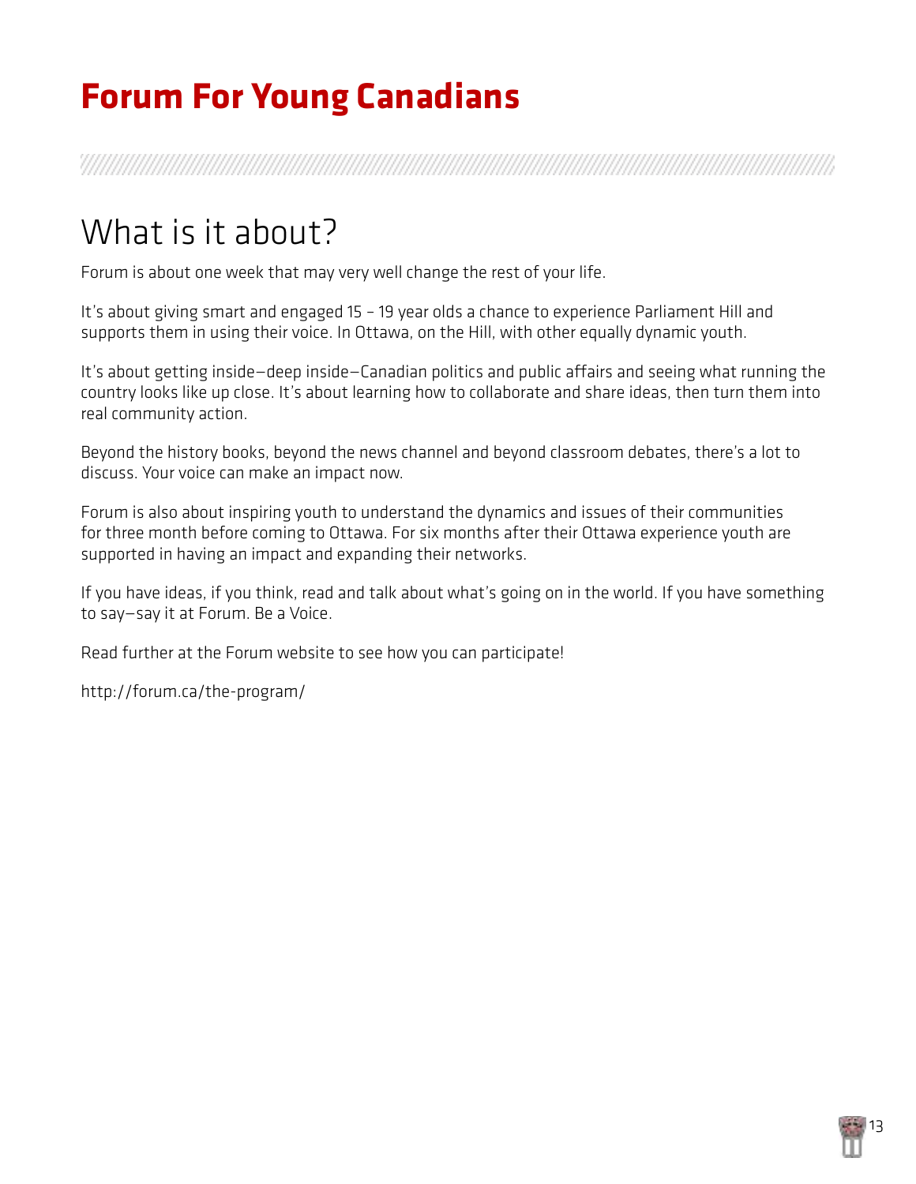# Forum For Young Canadians

## What is it about?

Forum is about one week that may very well change the rest of your life.

It's about giving smart and engaged 15 – 19 year olds a chance to experience Parliament Hill and supports them in using their voice. In Ottawa, on the Hill, with other equally dynamic youth.

It's about getting inside—deep inside—Canadian politics and public affairs and seeing what running the country looks like up close. It's about learning how to collaborate and share ideas, then turn them into real community action.

Beyond the history books, beyond the news channel and beyond classroom debates, there's a lot to discuss. Your voice can make an impact now.

Forum is also about inspiring youth to understand the dynamics and issues of their communities for three month before coming to Ottawa. For six months after their Ottawa experience youth are supported in having an impact and expanding their networks.

If you have ideas, if you think, read and talk about what's going on in the world. If you have something to say—say it at Forum. Be a Voice.

Read further at the Forum website to see how you can participate!

http://forum.ca/the-program/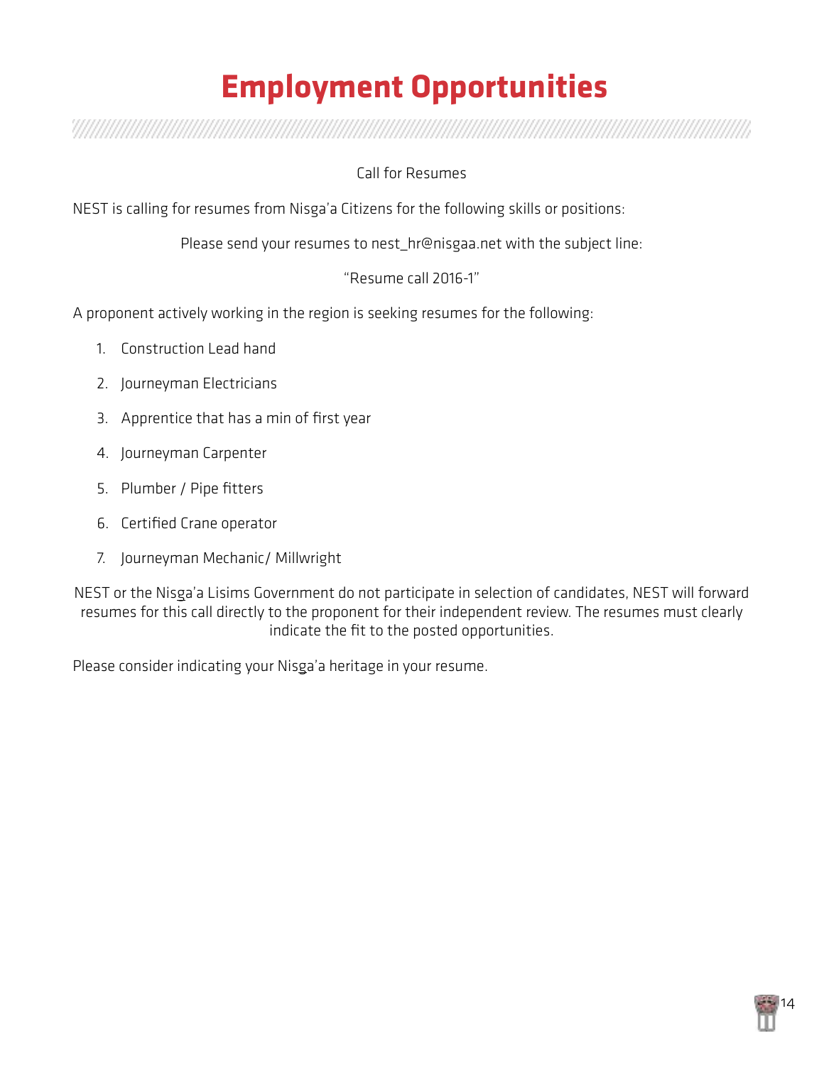# Employment Opportunities

Call for Resumes

NEST is calling for resumes from Nisga'a Citizens for the following skills or positions:

Please send your resumes to nest_hr@nisgaa.net with the subject line:

"Resume call 2016-1"

A proponent actively working in the region is seeking resumes for the following:

1. Construction Lead hand
2. Journeyman Electricians
3. Apprentice that has a min of first year
4. Journeyman Carpenter
5. Plumber / Pipe fitters
6. Certified Crane operator
7. Journeyman Mechanic/ Millwright

NEST or the Nisg̲a'a Lisims Government do not participate in selection of candidates, NEST will forward resumes for this call directly to the proponent for their independent review. The resumes must clearly indicate the fit to the posted opportunities.

Please consider indicating your Nisg̲a'a heritage in your resume.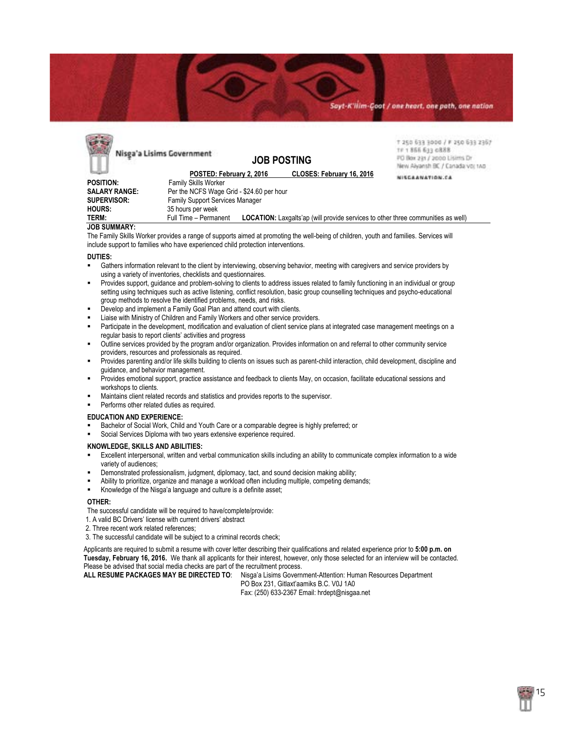Sayt-K'ilim-Goot / one heart, one path, one nation

Nisga'a Lisims Government

T 250 633 3000 / F 250 633 2367
TF 1 866 633 0888
PO Box 231 / 2000 Lisims Dr
New Aiyansh BC / Canada V0J 1A0
NISGAANATION.CA

# JOB POSTING

**POSTED: February 2, 2016** **CLOSES: February 16, 2016**

**POSITION:** Family Skills Worker
**SALARY RANGE:** Per the NCFS Wage Grid - $24.60 per hour
**SUPERVISOR:** Family Support Services Manager
**HOURS:** 35 hours per week
**TERM:** Full Time – Permanent **LOCATION:** Laxgalts'ap (will provide services to other three communities as well)

**JOB SUMMARY:**

The Family Skills Worker provides a range of supports aimed at promoting the well-being of children, youth and families. Services will include support to families who have experienced child protection interventions.

**DUTIES:**

- Gathers information relevant to the client by interviewing, observing behavior, meeting with caregivers and service providers by using a variety of inventories, checklists and questionnaires.
- Provides support, guidance and problem-solving to clients to address issues related to family functioning in an individual or group setting using techniques such as active listening, conflict resolution, basic group counselling techniques and psycho-educational group methods to resolve the identified problems, needs, and risks.
- Develop and implement a Family Goal Plan and attend court with clients.
- Liaise with Ministry of Children and Family Workers and other service providers.
- Participate in the development, modification and evaluation of client service plans at integrated case management meetings on a regular basis to report clients' activities and progress
- Outline services provided by the program and/or organization. Provides information on and referral to other community service providers, resources and professionals as required.
- Provides parenting and/or life skills building to clients on issues such as parent-child interaction, child development, discipline and guidance, and behavior management.
- Provides emotional support, practice assistance and feedback to clients May, on occasion, facilitate educational sessions and workshops to clients.
- Maintains client related records and statistics and provides reports to the supervisor.
- Performs other related duties as required.

**EDUCATION AND EXPERIENCE:**

- Bachelor of Social Work, Child and Youth Care or a comparable degree is highly preferred; or
- Social Services Diploma with two years extensive experience required.

**KNOWLEDGE, SKILLS AND ABILITIES:**

- Excellent interpersonal, written and verbal communication skills including an ability to communicate complex information to a wide variety of audiences;
- Demonstrated professionalism, judgment, diplomacy, tact, and sound decision making ability;
- Ability to prioritize, organize and manage a workload often including multiple, competing demands;
- Knowledge of the Nisga'a language and culture is a definite asset;

**OTHER:**

The successful candidate will be required to have/complete/provide:

1. A valid BC Drivers' license with current drivers' abstract
2. Three recent work related references;
3. The successful candidate will be subject to a criminal records check;

Applicants are required to submit a resume with cover letter describing their qualifications and related experience prior to **5:00 p.m. on Tuesday, February 16, 2016.** We thank all applicants for their interest, however, only those selected for an interview will be contacted. Please be advised that social media checks are part of the recruitment process.

**ALL RESUME PACKAGES MAY BE DIRECTED TO**: Nisga'a Lisims Government-Attention: Human Resources Department
PO Box 231, Gitlaxt'aamiks B.C. V0J 1A0
Fax: (250) 633-2367 Email: hrdept@nisgaa.net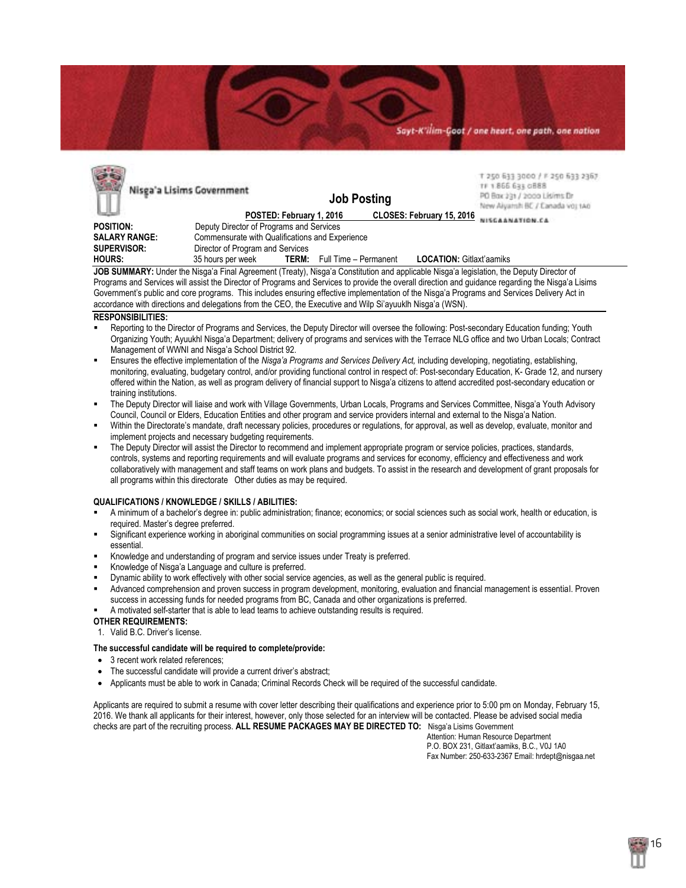Sayt-K'ilim-Goot / one heart, one path, one nation

Nisga'a Lisims Government

T 250 633 3000 / F 250 633 2367
TF 1 866 633 0888
PO Box 231 / 2000 Lisims Dr
New Aiyansh BC / Canada V0J 1A0
NISGAANATION.CA

# Job Posting

**POSTED: February 1, 2016** **CLOSES: February 15, 2016**

**POSITION:** Deputy Director of Programs and Services
**SALARY RANGE:** Commensurate with Qualifications and Experience
**SUPERVISOR:** Director of Program and Services
**HOURS:** 35 hours per week **TERM:** Full Time – Permanent **LOCATION:** Gitlaxt'aamiks

**JOB SUMMARY:** Under the Nisga'a Final Agreement (Treaty), Nisga'a Constitution and applicable Nisga'a legislation, the Deputy Director of Programs and Services will assist the Director of Programs and Services to provide the overall direction and guidance regarding the Nisga'a Lisims Government's public and core programs. This includes ensuring effective implementation of the Nisga'a Programs and Services Delivery Act in accordance with directions and delegations from the CEO, the Executive and Wilp Si'ayuuklh Nisga'a (WSN).

**RESPONSIBILITIES:**

- Reporting to the Director of Programs and Services, the Deputy Director will oversee the following: Post-secondary Education funding; Youth Organizing Youth; Ayuukhl Nisga'a Department; delivery of programs and services with the Terrace NLG office and two Urban Locals; Contract Management of WWNI and Nisga'a School District 92.
- Ensures the effective implementation of the *Nisga'a Programs and Services Delivery Act,* including developing, negotiating, establishing, monitoring, evaluating, budgetary control, and/or providing functional control in respect of: Post-secondary Education, K- Grade 12, and nursery offered within the Nation, as well as program delivery of financial support to Nisga'a citizens to attend accredited post-secondary education or training institutions.
- The Deputy Director will liaise and work with Village Governments, Urban Locals, Programs and Services Committee, Nisga'a Youth Advisory Council, Council or Elders, Education Entities and other program and service providers internal and external to the Nisga'a Nation.
- Within the Directorate's mandate, draft necessary policies, procedures or regulations, for approval, as well as develop, evaluate, monitor and implement projects and necessary budgeting requirements.
- The Deputy Director will assist the Director to recommend and implement appropriate program or service policies, practices, standards, controls, systems and reporting requirements and will evaluate programs and services for economy, efficiency and effectiveness and work collaboratively with management and staff teams on work plans and budgets. To assist in the research and development of grant proposals for all programs within this directorate Other duties as may be required.

**QUALIFICATIONS / KNOWLEDGE / SKILLS / ABILITIES:**

- A minimum of a bachelor's degree in: public administration; finance; economics; or social sciences such as social work, health or education, is required. Master's degree preferred.
- Significant experience working in aboriginal communities on social programming issues at a senior administrative level of accountability is essential.
- Knowledge and understanding of program and service issues under Treaty is preferred.
- Knowledge of Nisga'a Language and culture is preferred.
- Dynamic ability to work effectively with other social service agencies, as well as the general public is required.
- Advanced comprehension and proven success in program development, monitoring, evaluation and financial management is essential. Proven success in accessing funds for needed programs from BC, Canada and other organizations is preferred.
- A motivated self-starter that is able to lead teams to achieve outstanding results is required.

**OTHER REQUIREMENTS:**

1. Valid B.C. Driver's license.

**The successful candidate will be required to complete/provide:**

- 3 recent work related references;
- The successful candidate will provide a current driver's abstract;
- Applicants must be able to work in Canada; Criminal Records Check will be required of the successful candidate.

Applicants are required to submit a resume with cover letter describing their qualifications and experience prior to 5:00 pm on Monday, February 15, 2016. We thank all applicants for their interest, however, only those selected for an interview will be contacted. Please be advised social media checks are part of the recruiting process. **ALL RESUME PACKAGES MAY BE DIRECTED TO:** Nisga'a Lisims Government
Attention: Human Resource Department
P.O. BOX 231, Gitlaxt'aamiks, B.C., V0J 1A0
Fax Number: 250-633-2367 Email: hrdept@nisgaa.net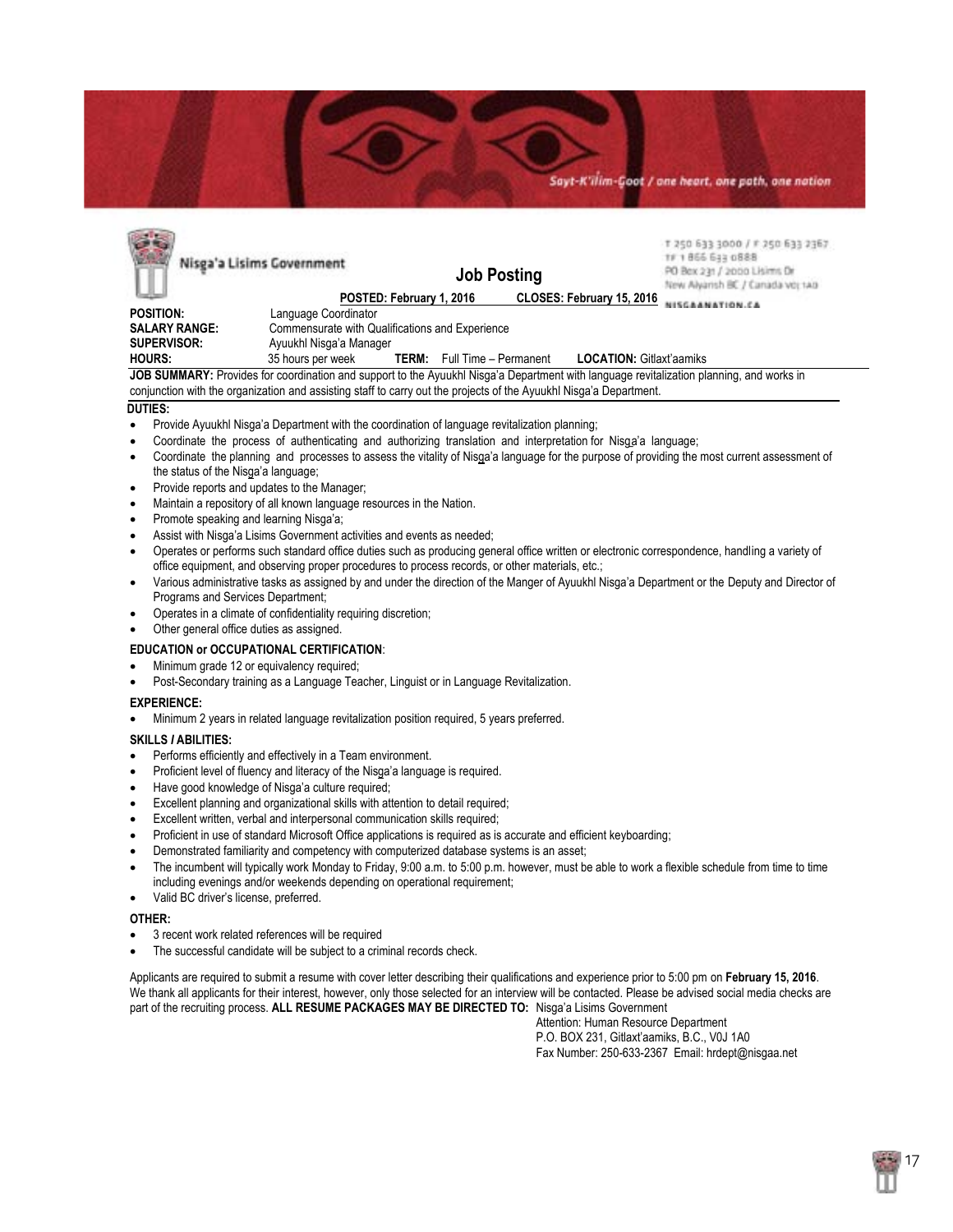Sayt-K'ilim-Goot / one heart, one path, one nation

Nisga'a Lisims Government

T 250 633 3000 / F 250 633 2367
TF 1 866 633 0888
PO Box 231 / 2000 Lisims Dr
New Aiyansh BC / Canada V0J 1A0
NISGAANATION.CA

# Job Posting

**POSTED: February 1, 2016** **CLOSES: February 15, 2016**

**POSITION:** Language Coordinator
**SALARY RANGE:** Commensurate with Qualifications and Experience
**SUPERVISOR:** Ayuukhl Nisga'a Manager
**HOURS:** 35 hours per week **TERM:** Full Time – Permanent **LOCATION:** Gitlaxt'aamiks

**JOB SUMMARY:** Provides for coordination and support to the Ayuukhl Nisga'a Department with language revitalization planning, and works in conjunction with the organization and assisting staff to carry out the projects of the Ayuukhl Nisga'a Department.

**DUTIES:**

- Provide Ayuukhl Nisga'a Department with the coordination of language revitalization planning;
- Coordinate the process of authenticating and authorizing translation and interpretation for Nisga'a language;
- Coordinate the planning and processes to assess the vitality of Nisga'a language for the purpose of providing the most current assessment of the status of the Nisga'a language;
- Provide reports and updates to the Manager;
- Maintain a repository of all known language resources in the Nation.
- Promote speaking and learning Nisga'a;
- Assist with Nisga'a Lisims Government activities and events as needed;
- Operates or performs such standard office duties such as producing general office written or electronic correspondence, handling a variety of office equipment, and observing proper procedures to process records, or other materials, etc.;
- Various administrative tasks as assigned by and under the direction of the Manger of Ayuukhl Nisga'a Department or the Deputy and Director of Programs and Services Department;
- Operates in a climate of confidentiality requiring discretion;
- Other general office duties as assigned.

**EDUCATION or OCCUPATIONAL CERTIFICATION**:

- Minimum grade 12 or equivalency required;
- Post-Secondary training as a Language Teacher, Linguist or in Language Revitalization.

**EXPERIENCE:**

- Minimum 2 years in related language revitalization position required, 5 years preferred.

**SKILLS / ABILITIES:**

- Performs efficiently and effectively in a Team environment.
- Proficient level of fluency and literacy of the Nisga'a language is required.
- Have good knowledge of Nisga'a culture required;
- Excellent planning and organizational skills with attention to detail required;
- Excellent written, verbal and interpersonal communication skills required;
- Proficient in use of standard Microsoft Office applications is required as is accurate and efficient keyboarding;
- Demonstrated familiarity and competency with computerized database systems is an asset;
- The incumbent will typically work Monday to Friday, 9:00 a.m. to 5:00 p.m. however, must be able to work a flexible schedule from time to time including evenings and/or weekends depending on operational requirement;
- Valid BC driver's license, preferred.

**OTHER:**

- 3 recent work related references will be required
- The successful candidate will be subject to a criminal records check.

Applicants are required to submit a resume with cover letter describing their qualifications and experience prior to 5:00 pm on **February 15, 2016**. We thank all applicants for their interest, however, only those selected for an interview will be contacted. Please be advised social media checks are part of the recruiting process. **ALL RESUME PACKAGES MAY BE DIRECTED TO:** Nisga'a Lisims Government
Attention: Human Resource Department
P.O. BOX 231, Gitlaxt'aamiks, B.C., V0J 1A0
Fax Number: 250-633-2367 Email: hrdept@nisgaa.net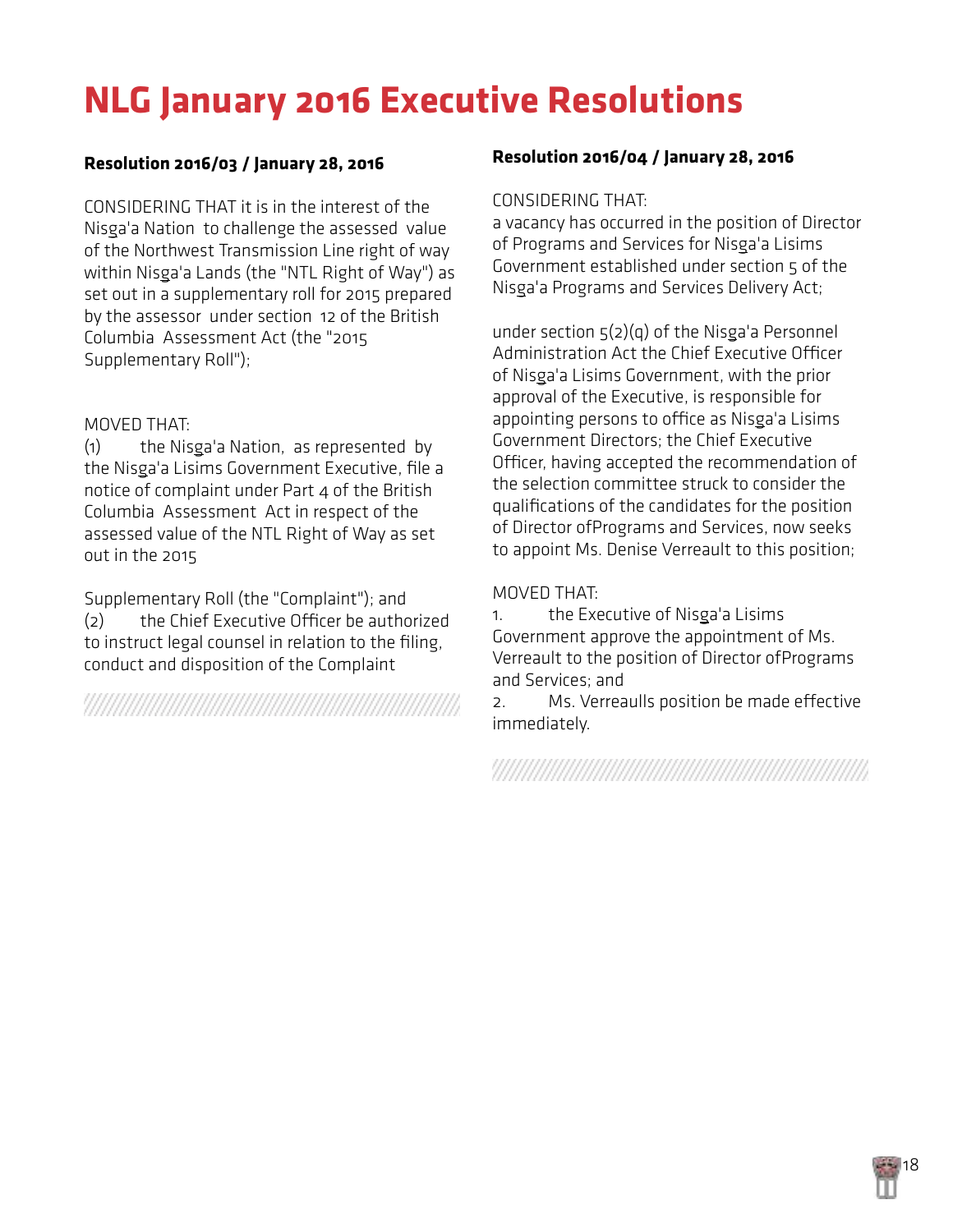# NLG January 2016 Executive Resolutions

### Resolution 2016/03 / January 28, 2016

CONSIDERING THAT it is in the interest of the Nisga'a Nation to challenge the assessed value of the Northwest Transmission Line right of way within Nisga'a Lands (the "NTL Right of Way") as set out in a supplementary roll for 2015 prepared by the assessor under section 12 of the British Columbia Assessment Act (the "2015 Supplementary Roll");

MOVED THAT:

(1) the Nisga'a Nation, as represented by the Nisga'a Lisims Government Executive, file a notice of complaint under Part 4 of the British Columbia Assessment Act in respect of the assessed value of the NTL Right of Way as set out in the 2015

Supplementary Roll (the "Complaint"); and

(2) the Chief Executive Officer be authorized to instruct legal counsel in relation to the filing, conduct and disposition of the Complaint

### Resolution 2016/04 / January 28, 2016

CONSIDERING THAT:

a vacancy has occurred in the position of Director of Programs and Services for Nisga'a Lisims Government established under section 5 of the Nisga'a Programs and Services Delivery Act;

under section 5(2)(q) of the Nisga'a Personnel Administration Act the Chief Executive Officer of Nisga'a Lisims Government, with the prior approval of the Executive, is responsible for appointing persons to office as Nisga'a Lisims Government Directors; the Chief Executive Officer, having accepted the recommendation of the selection committee struck to consider the qualifications of the candidates for the position of Director ofPrograms and Services, now seeks to appoint Ms. Denise Verreault to this position;

MOVED THAT:

1. the Executive of Nisga'a Lisims Government approve the appointment of Ms. Verreault to the position of Director ofPrograms and Services; and
2. Ms. Verreaulls position be made effective immediately.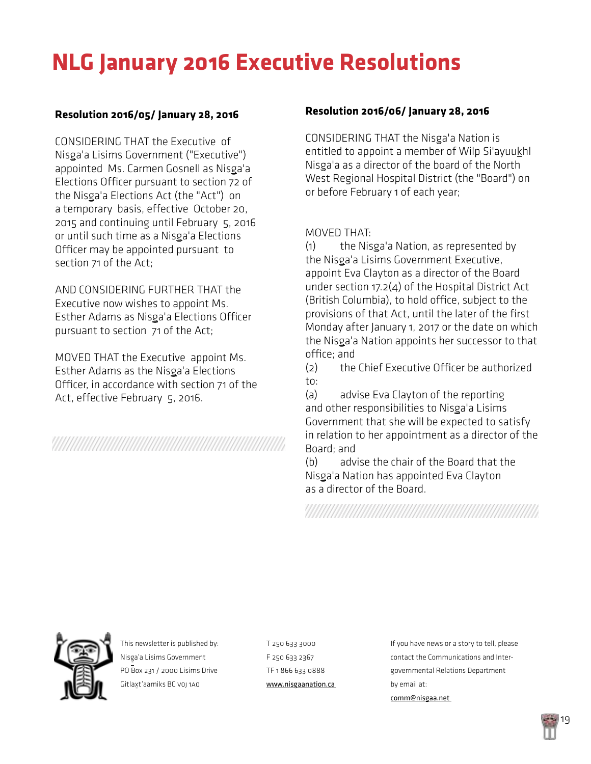# NLG January 2016 Executive Resolutions

**Resolution 2016/05/ January 28, 2016**

CONSIDERING THAT the Executive of Nisg̱a'a Lisims Government ("Executive") appointed Ms. Carmen Gosnell as Nisg̱a'a Elections Officer pursuant to section 72 of the Nisg̱a'a Elections Act (the "Act") on a temporary basis, effective October 20, 2015 and continuing until February 5, 2016 or until such time as a Nisg̱a'a Elections Officer may be appointed pursuant to section 71 of the Act;

AND CONSIDERING FURTHER THAT the Executive now wishes to appoint Ms. Esther Adams as Nisg̱a'a Elections Officer pursuant to section 71 of the Act;

MOVED THAT the Executive appoint Ms. Esther Adams as the Nisg̱a'a Elections Officer, in accordance with section 71 of the Act, effective February 5, 2016.

**Resolution 2016/06/ January 28, 2016**

CONSIDERING THAT the Nisg̱a'a Nation is entitled to appoint a member of Wilp Si'ayuuḵhl Nisg̱a'a as a director of the board of the North West Regional Hospital District (the "Board") on or before February 1 of each year;

MOVED THAT:

(1) the Nisg̱a'a Nation, as represented by the Nisg̱a'a Lisims Government Executive, appoint Eva Clayton as a director of the Board under section 17.2(4) of the Hospital District Act (British Columbia), to hold office, subject to the provisions of that Act, until the later of the first Monday after January 1, 2017 or the date on which the Nisg̱a'a Nation appoints her successor to that office; and

(2) the Chief Executive Officer be authorized to:

(a) advise Eva Clayton of the reporting and other responsibilities to Nisg̱a'a Lisims Government that she will be expected to satisfy in relation to her appointment as a director of the Board; and

(b) advise the chair of the Board that the Nisg̱a'a Nation has appointed Eva Clayton as a director of the Board.

This newsletter is published by:
Nisg̱a'a Lisims Government
PO Box 231 / 2000 Lisims Drive
Gitlax̱t'aamiks BC V0J 1A0

T 250 633 3000
F 250 633 2367
TF 1 866 633 0888
www.nisgaanation.ca

If you have news or a story to tell, please contact the Communications and Intergovernmental Relations Department by email at:
comm@nisgaa.net